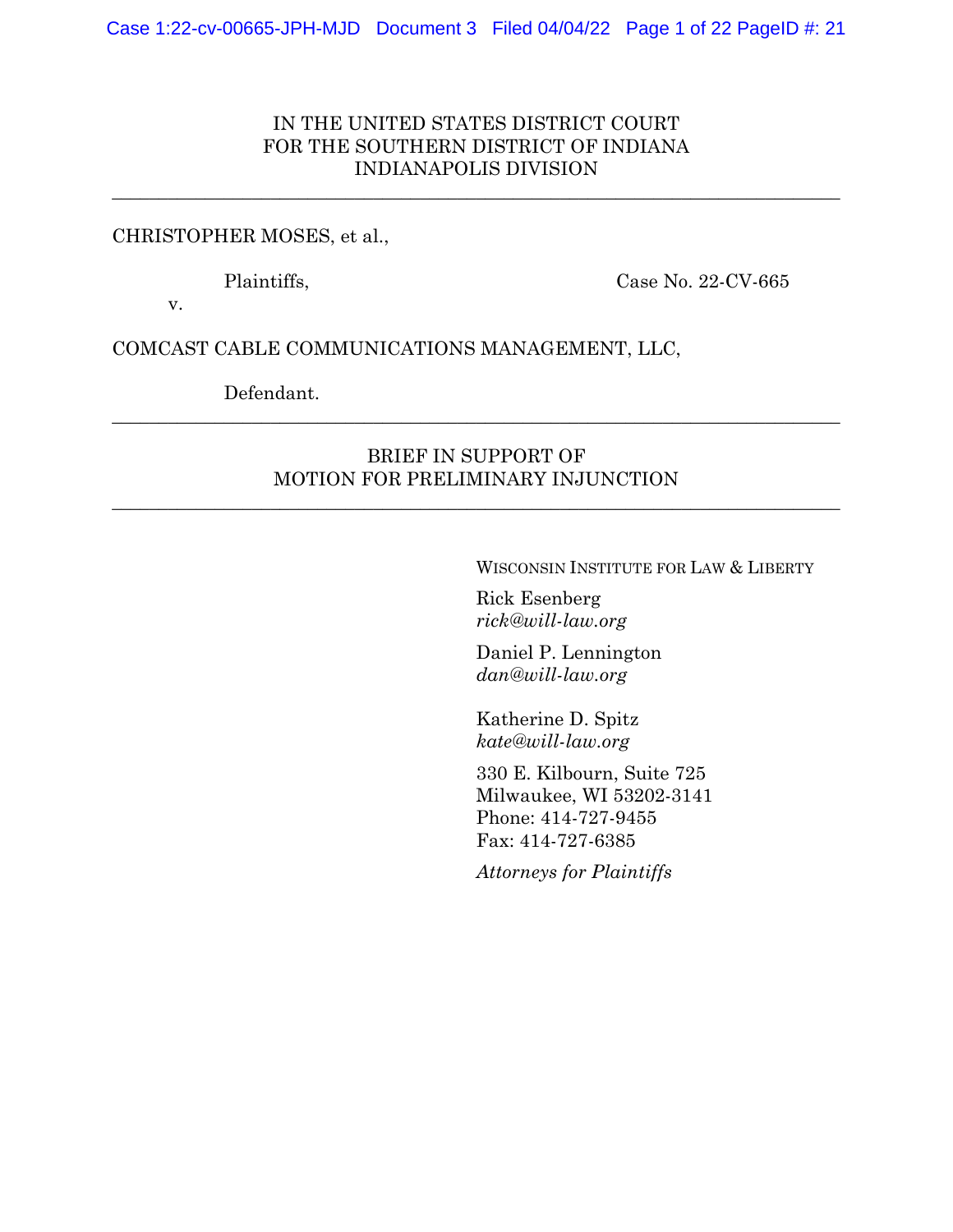IN THE UNITED STATES DISTRICT COURT
FOR THE SOUTHERN DISTRICT OF INDIANA
INDIANAPOLIS DIVISION

---

CHRISTOPHER MOSES, et al.,

Plaintiffs, Case No. 22-CV-665

v.

COMCAST CABLE COMMUNICATIONS MANAGEMENT, LLC,

Defendant.

---

BRIEF IN SUPPORT OF
MOTION FOR PRELIMINARY INJUNCTION

---

WISCONSIN INSTITUTE FOR LAW & LIBERTY

Rick Esenberg
*rick@will-law.org*

Daniel P. Lennington
*dan@will-law.org*

Katherine D. Spitz
*kate@will-law.org*

330 E. Kilbourn, Suite 725
Milwaukee, WI 53202-3141
Phone: 414-727-9455
Fax: 414-727-6385

*Attorneys for Plaintiffs*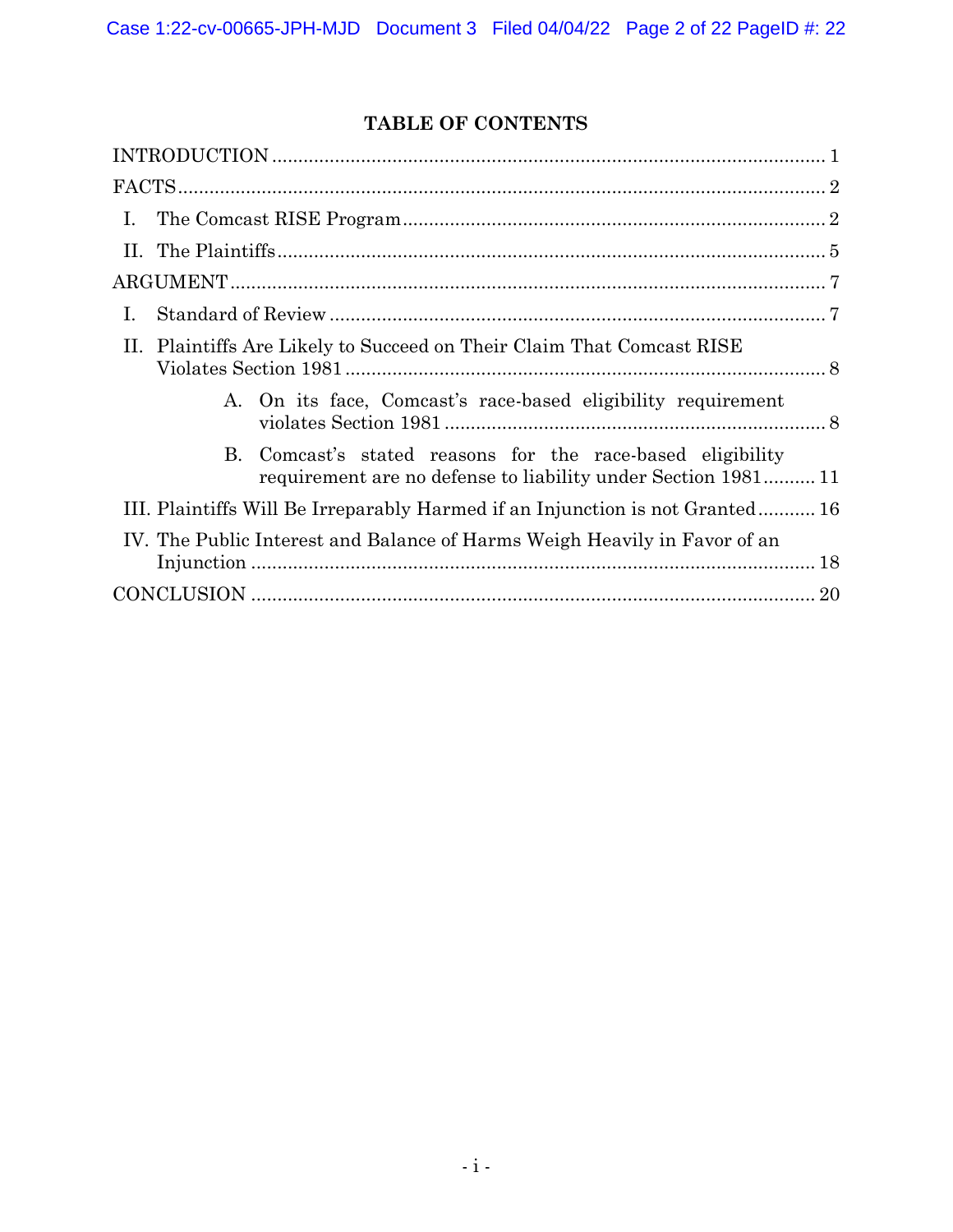## TABLE OF CONTENTS

INTRODUCTION .......... 1

FACTS .......... 2

- I. The Comcast RISE Program .......... 2
- II. The Plaintiffs .......... 5

ARGUMENT .......... 7

- I. Standard of Review .......... 7
- II. Plaintiffs Are Likely to Succeed on Their Claim That Comcast RISE Violates Section 1981 .......... 8
  - A. On its face, Comcast's race-based eligibility requirement violates Section 1981 .......... 8
  - B. Comcast's stated reasons for the race-based eligibility requirement are no defense to liability under Section 1981 .......... 11
- III. Plaintiffs Will Be Irreparably Harmed if an Injunction is not Granted .......... 16
- IV. The Public Interest and Balance of Harms Weigh Heavily in Favor of an Injunction .......... 18

CONCLUSION .......... 20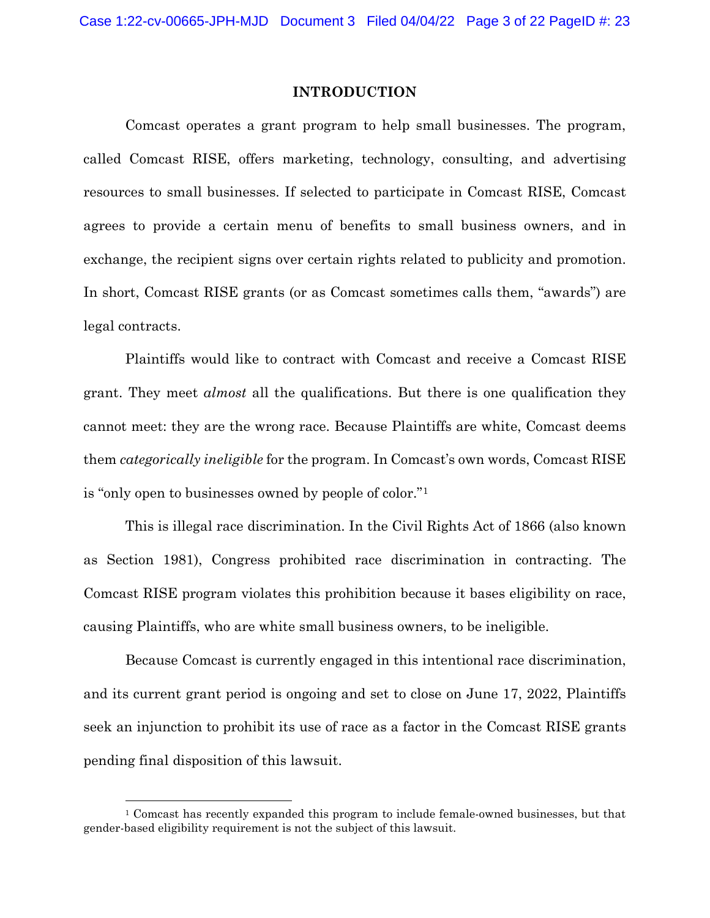## INTRODUCTION

Comcast operates a grant program to help small businesses. The program, called Comcast RISE, offers marketing, technology, consulting, and advertising resources to small businesses. If selected to participate in Comcast RISE, Comcast agrees to provide a certain menu of benefits to small business owners, and in exchange, the recipient signs over certain rights related to publicity and promotion. In short, Comcast RISE grants (or as Comcast sometimes calls them, "awards") are legal contracts.

Plaintiffs would like to contract with Comcast and receive a Comcast RISE grant. They meet *almost* all the qualifications. But there is one qualification they cannot meet: they are the wrong race. Because Plaintiffs are white, Comcast deems them *categorically ineligible* for the program. In Comcast's own words, Comcast RISE is "only open to businesses owned by people of color."[1]

This is illegal race discrimination. In the Civil Rights Act of 1866 (also known as Section 1981), Congress prohibited race discrimination in contracting. The Comcast RISE program violates this prohibition because it bases eligibility on race, causing Plaintiffs, who are white small business owners, to be ineligible.

Because Comcast is currently engaged in this intentional race discrimination, and its current grant period is ongoing and set to close on June 17, 2022, Plaintiffs seek an injunction to prohibit its use of race as a factor in the Comcast RISE grants pending final disposition of this lawsuit.

---

[1] Comcast has recently expanded this program to include female-owned businesses, but that gender-based eligibility requirement is not the subject of this lawsuit.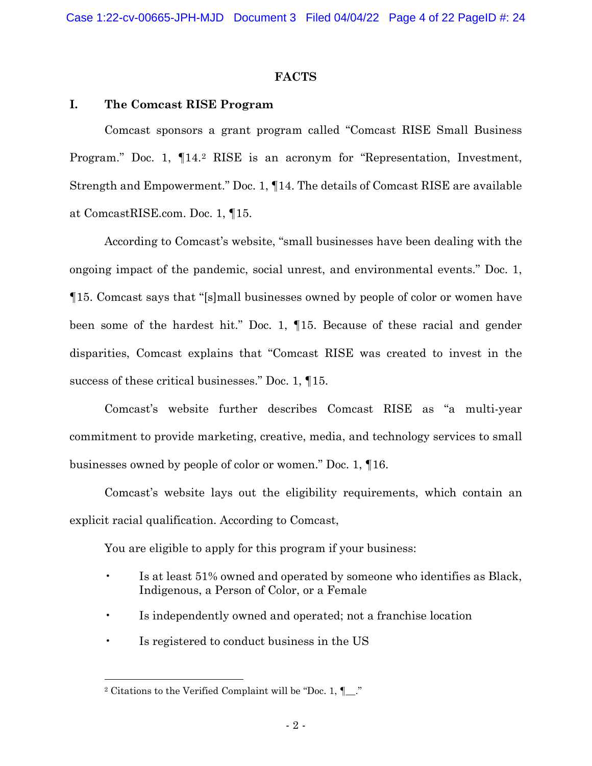## FACTS

### I. The Comcast RISE Program

Comcast sponsors a grant program called "Comcast RISE Small Business Program." Doc. 1, ¶14.[2] RISE is an acronym for "Representation, Investment, Strength and Empowerment." Doc. 1, ¶14. The details of Comcast RISE are available at ComcastRISE.com. Doc. 1, ¶15.

According to Comcast's website, "small businesses have been dealing with the ongoing impact of the pandemic, social unrest, and environmental events." Doc. 1, ¶15. Comcast says that "[s]mall businesses owned by people of color or women have been some of the hardest hit." Doc. 1, ¶15. Because of these racial and gender disparities, Comcast explains that "Comcast RISE was created to invest in the success of these critical businesses." Doc. 1, ¶15.

Comcast's website further describes Comcast RISE as "a multi-year commitment to provide marketing, creative, media, and technology services to small businesses owned by people of color or women." Doc. 1, ¶16.

Comcast's website lays out the eligibility requirements, which contain an explicit racial qualification. According to Comcast,

> You are eligible to apply for this program if your business:
>
> - Is at least 51% owned and operated by someone who identifies as Black, Indigenous, a Person of Color, or a Female
> - Is independently owned and operated; not a franchise location
> - Is registered to conduct business in the US

---

[2] Citations to the Verified Complaint will be "Doc. 1, ¶__."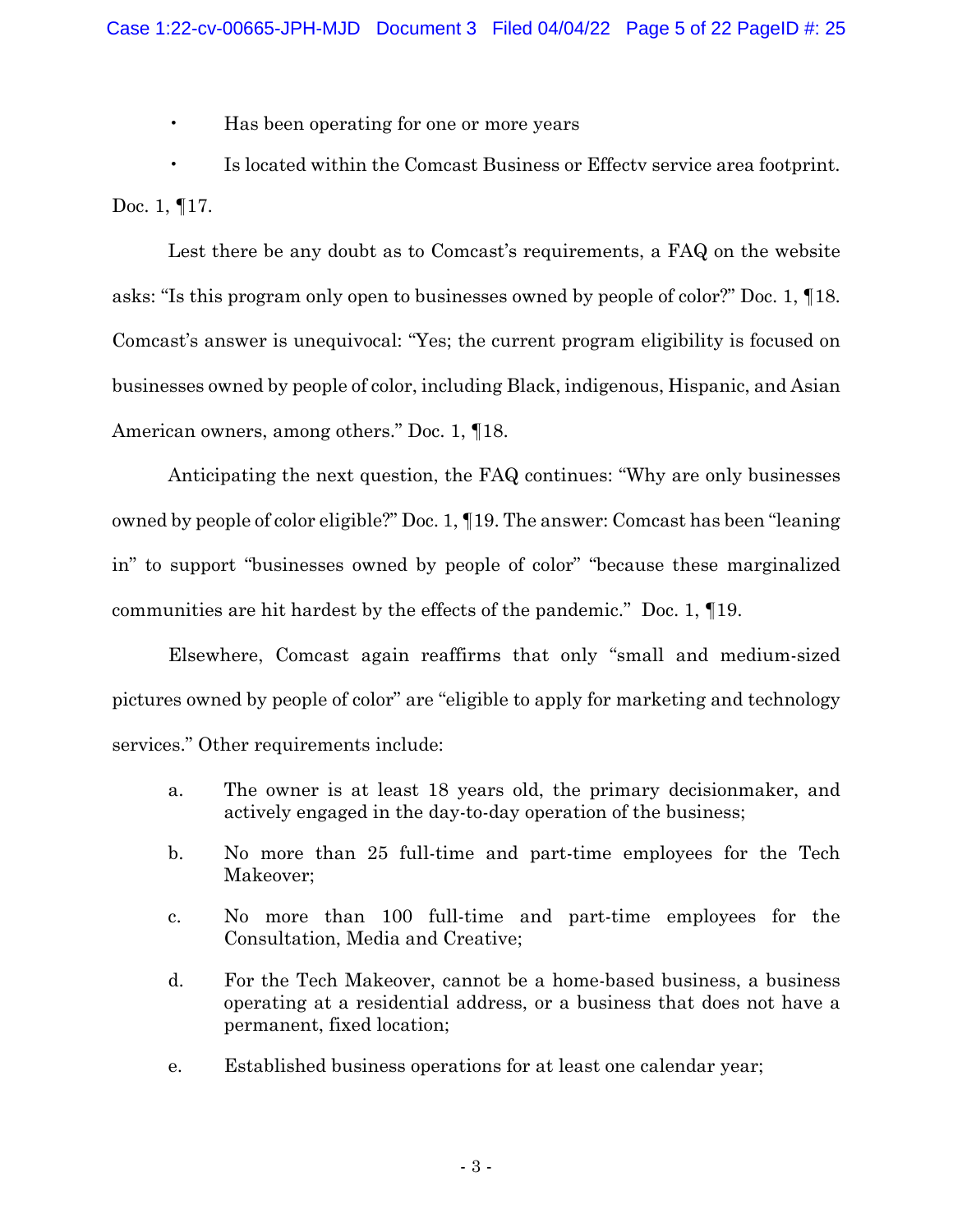- Has been operating for one or more years
- Is located within the Comcast Business or Effectv service area footprint.

Doc. 1, ¶17.

Lest there be any doubt as to Comcast's requirements, a FAQ on the website asks: "Is this program only open to businesses owned by people of color?" Doc. 1, ¶18. Comcast's answer is unequivocal: "Yes; the current program eligibility is focused on businesses owned by people of color, including Black, indigenous, Hispanic, and Asian American owners, among others." Doc. 1, ¶18.

Anticipating the next question, the FAQ continues: "Why are only businesses owned by people of color eligible?" Doc. 1, ¶19. The answer: Comcast has been "leaning in" to support "businesses owned by people of color" "because these marginalized communities are hit hardest by the effects of the pandemic." Doc. 1, ¶19.

Elsewhere, Comcast again reaffirms that only "small and medium-sized pictures owned by people of color" are "eligible to apply for marketing and technology services." Other requirements include:

a. The owner is at least 18 years old, the primary decisionmaker, and actively engaged in the day-to-day operation of the business;

b. No more than 25 full-time and part-time employees for the Tech Makeover;

c. No more than 100 full-time and part-time employees for the Consultation, Media and Creative;

d. For the Tech Makeover, cannot be a home-based business, a business operating at a residential address, or a business that does not have a permanent, fixed location;

e. Established business operations for at least one calendar year;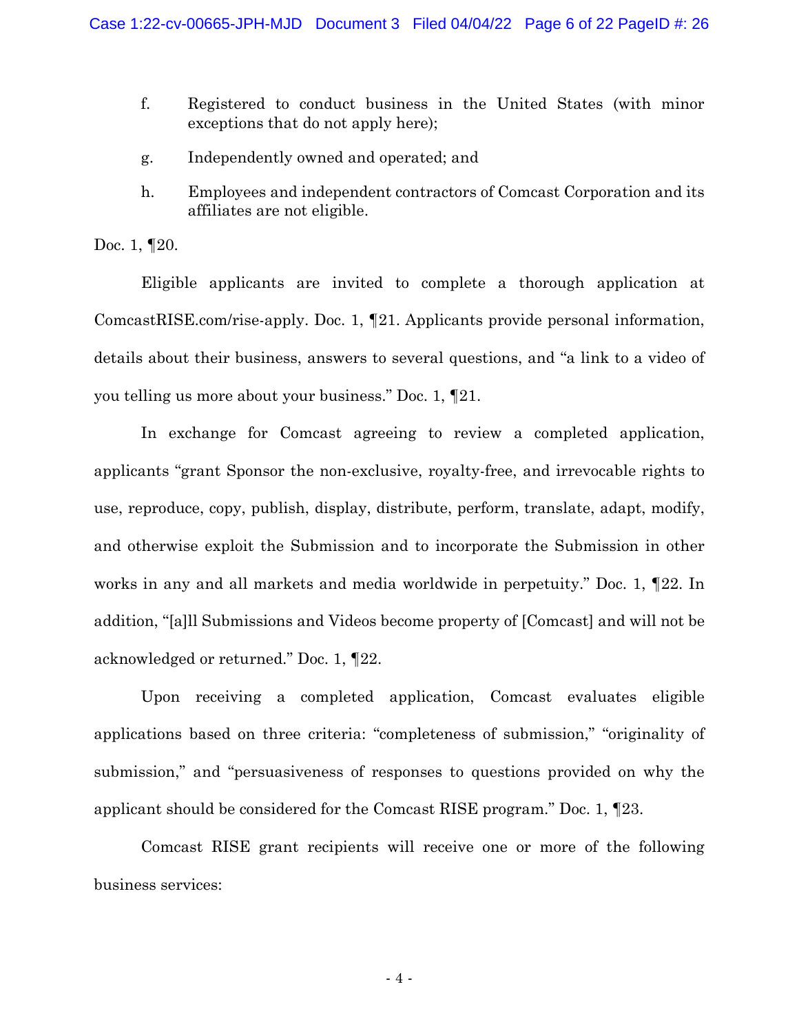f. Registered to conduct business in the United States (with minor exceptions that do not apply here);

g. Independently owned and operated; and

h. Employees and independent contractors of Comcast Corporation and its affiliates are not eligible.

Doc. 1, ¶20.

Eligible applicants are invited to complete a thorough application at ComcastRISE.com/rise-apply. Doc. 1, ¶21. Applicants provide personal information, details about their business, answers to several questions, and "a link to a video of you telling us more about your business." Doc. 1, ¶21.

In exchange for Comcast agreeing to review a completed application, applicants "grant Sponsor the non-exclusive, royalty-free, and irrevocable rights to use, reproduce, copy, publish, display, distribute, perform, translate, adapt, modify, and otherwise exploit the Submission and to incorporate the Submission in other works in any and all markets and media worldwide in perpetuity." Doc. 1, ¶22. In addition, "[a]ll Submissions and Videos become property of [Comcast] and will not be acknowledged or returned." Doc. 1, ¶22.

Upon receiving a completed application, Comcast evaluates eligible applications based on three criteria: "completeness of submission," "originality of submission," and "persuasiveness of responses to questions provided on why the applicant should be considered for the Comcast RISE program." Doc. 1, ¶23.

Comcast RISE grant recipients will receive one or more of the following business services: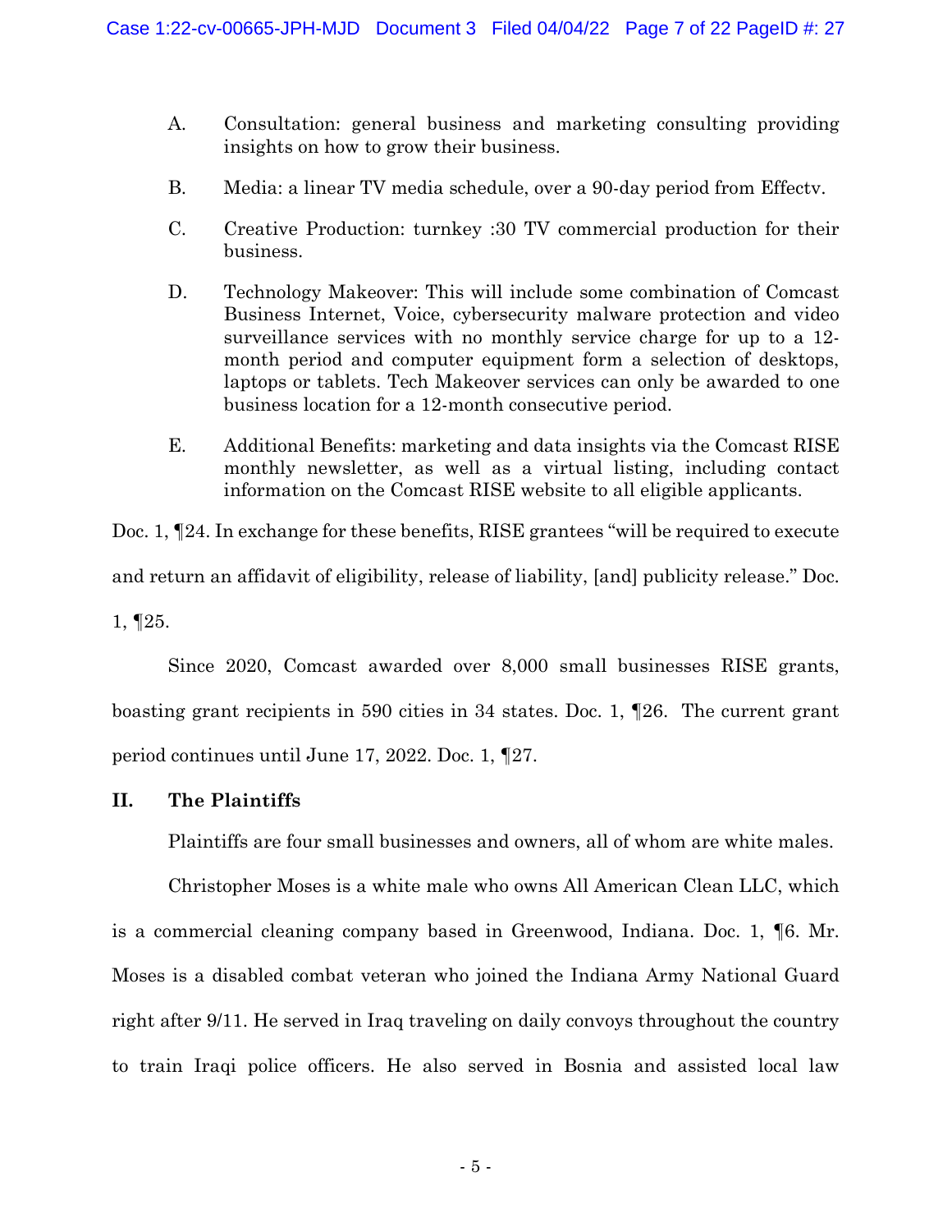A. Consultation: general business and marketing consulting providing insights on how to grow their business.

B. Media: a linear TV media schedule, over a 90-day period from Effectv.

C. Creative Production: turnkey :30 TV commercial production for their business.

D. Technology Makeover: This will include some combination of Comcast Business Internet, Voice, cybersecurity malware protection and video surveillance services with no monthly service charge for up to a 12-month period and computer equipment form a selection of desktops, laptops or tablets. Tech Makeover services can only be awarded to one business location for a 12-month consecutive period.

E. Additional Benefits: marketing and data insights via the Comcast RISE monthly newsletter, as well as a virtual listing, including contact information on the Comcast RISE website to all eligible applicants.

Doc. 1, ¶24. In exchange for these benefits, RISE grantees "will be required to execute and return an affidavit of eligibility, release of liability, [and] publicity release." Doc. 1, ¶25.

Since 2020, Comcast awarded over 8,000 small businesses RISE grants, boasting grant recipients in 590 cities in 34 states. Doc. 1, ¶26. The current grant period continues until June 17, 2022. Doc. 1, ¶27.

## II. The Plaintiffs

Plaintiffs are four small businesses and owners, all of whom are white males.

Christopher Moses is a white male who owns All American Clean LLC, which is a commercial cleaning company based in Greenwood, Indiana. Doc. 1, ¶6. Mr. Moses is a disabled combat veteran who joined the Indiana Army National Guard right after 9/11. He served in Iraq traveling on daily convoys throughout the country to train Iraqi police officers. He also served in Bosnia and assisted local law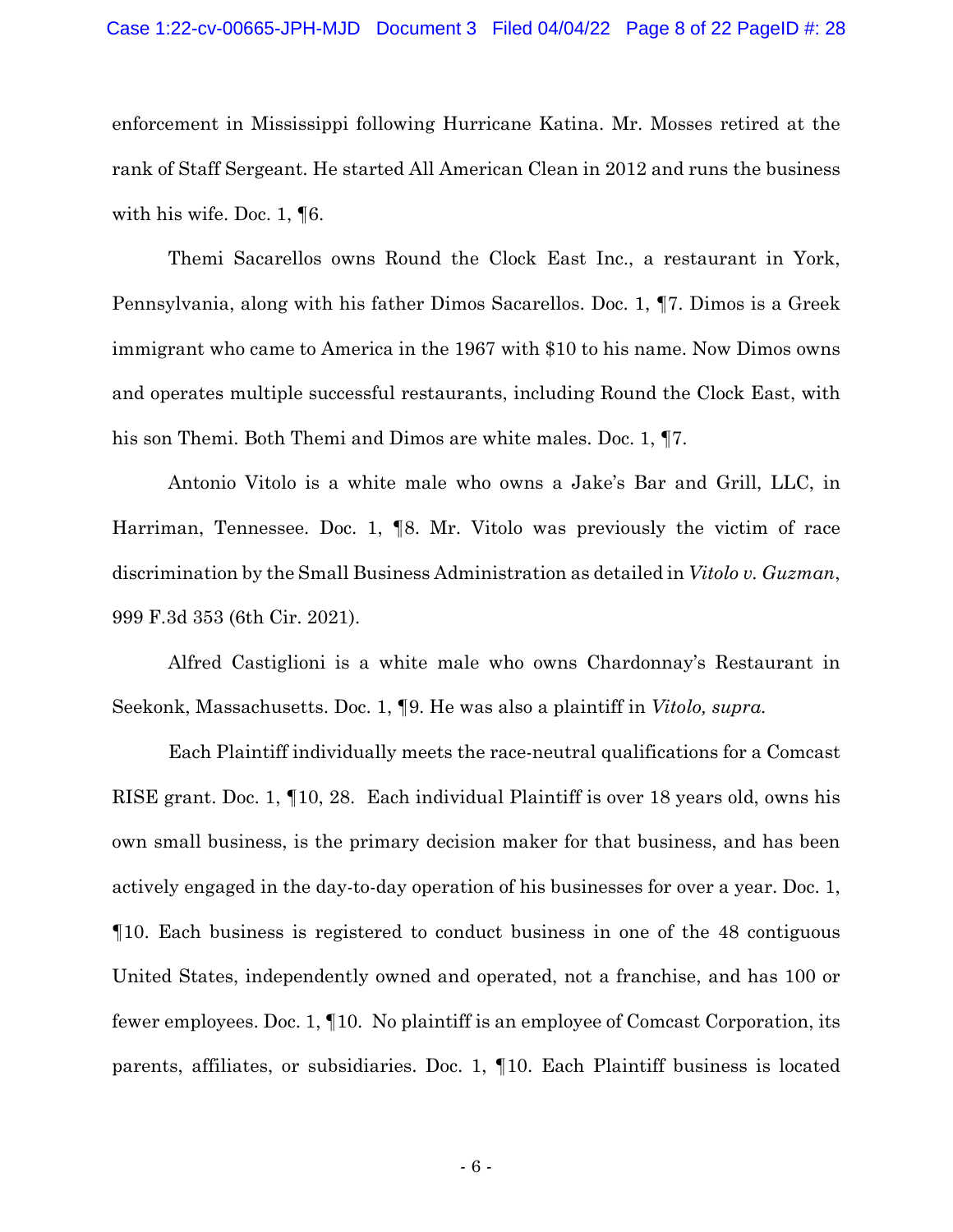enforcement in Mississippi following Hurricane Katina. Mr. Mosses retired at the rank of Staff Sergeant. He started All American Clean in 2012 and runs the business with his wife. Doc. 1, ¶6.

Themi Sacarellos owns Round the Clock East Inc., a restaurant in York, Pennsylvania, along with his father Dimos Sacarellos. Doc. 1, ¶7. Dimos is a Greek immigrant who came to America in the 1967 with $10 to his name. Now Dimos owns and operates multiple successful restaurants, including Round the Clock East, with his son Themi. Both Themi and Dimos are white males. Doc. 1, ¶7.

Antonio Vitolo is a white male who owns a Jake's Bar and Grill, LLC, in Harriman, Tennessee. Doc. 1, ¶8. Mr. Vitolo was previously the victim of race discrimination by the Small Business Administration as detailed in *Vitolo v. Guzman*, 999 F.3d 353 (6th Cir. 2021).

Alfred Castiglioni is a white male who owns Chardonnay's Restaurant in Seekonk, Massachusetts. Doc. 1, ¶9. He was also a plaintiff in *Vitolo, supra.*

Each Plaintiff individually meets the race-neutral qualifications for a Comcast RISE grant. Doc. 1, ¶10, 28. Each individual Plaintiff is over 18 years old, owns his own small business, is the primary decision maker for that business, and has been actively engaged in the day-to-day operation of his businesses for over a year. Doc. 1, ¶10. Each business is registered to conduct business in one of the 48 contiguous United States, independently owned and operated, not a franchise, and has 100 or fewer employees. Doc. 1, ¶10. No plaintiff is an employee of Comcast Corporation, its parents, affiliates, or subsidiaries. Doc. 1, ¶10. Each Plaintiff business is located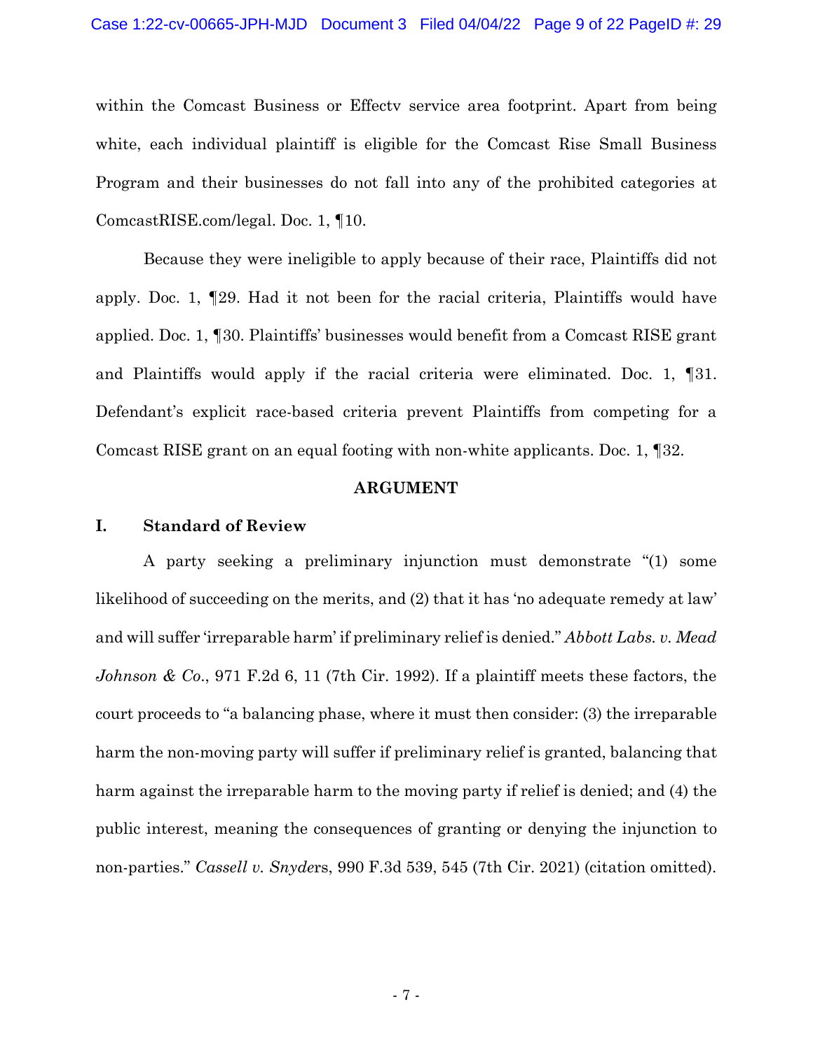within the Comcast Business or Effectv service area footprint. Apart from being white, each individual plaintiff is eligible for the Comcast Rise Small Business Program and their businesses do not fall into any of the prohibited categories at ComcastRISE.com/legal. Doc. 1, ¶10.

Because they were ineligible to apply because of their race, Plaintiffs did not apply. Doc. 1, ¶29. Had it not been for the racial criteria, Plaintiffs would have applied. Doc. 1, ¶30. Plaintiffs' businesses would benefit from a Comcast RISE grant and Plaintiffs would apply if the racial criteria were eliminated. Doc. 1, ¶31. Defendant's explicit race-based criteria prevent Plaintiffs from competing for a Comcast RISE grant on an equal footing with non-white applicants. Doc. 1, ¶32.

## ARGUMENT

### I. Standard of Review

A party seeking a preliminary injunction must demonstrate "(1) some likelihood of succeeding on the merits, and (2) that it has 'no adequate remedy at law' and will suffer 'irreparable harm' if preliminary relief is denied." *Abbott Labs. v. Mead Johnson & Co.*, 971 F.2d 6, 11 (7th Cir. 1992). If a plaintiff meets these factors, the court proceeds to "a balancing phase, where it must then consider: (3) the irreparable harm the non-moving party will suffer if preliminary relief is granted, balancing that harm against the irreparable harm to the moving party if relief is denied; and (4) the public interest, meaning the consequences of granting or denying the injunction to non-parties." *Cassell v. Snyders*, 990 F.3d 539, 545 (7th Cir. 2021) (citation omitted).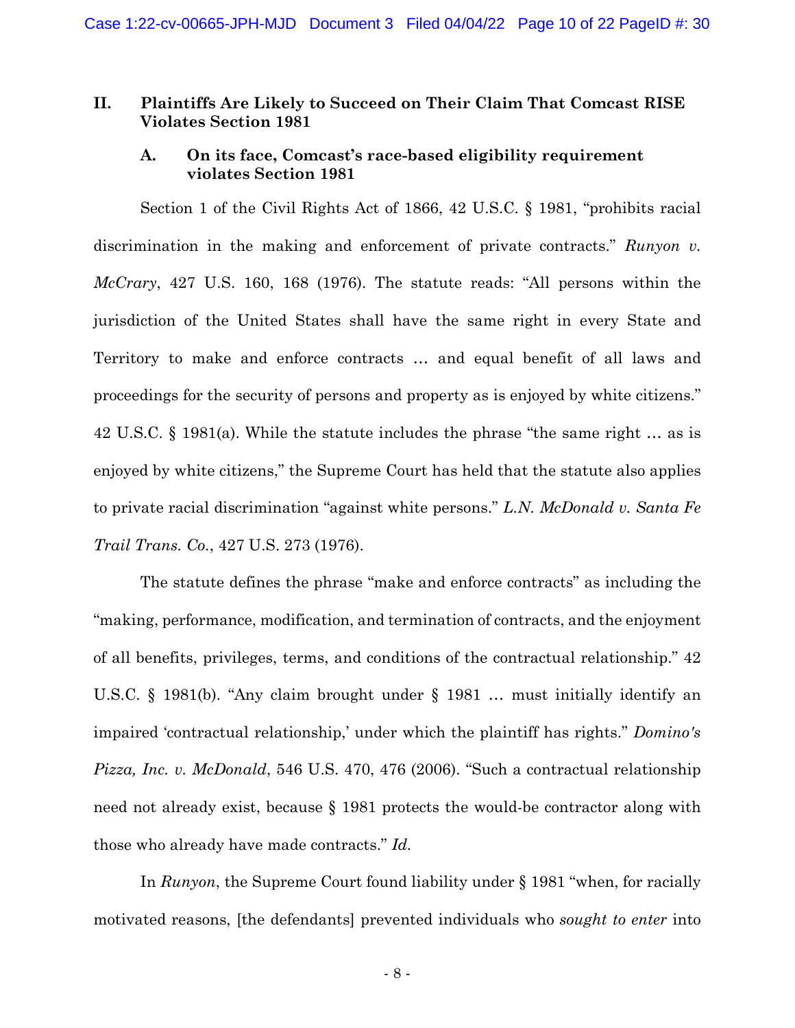## II. Plaintiffs Are Likely to Succeed on Their Claim That Comcast RISE Violates Section 1981

### A. On its face, Comcast's race-based eligibility requirement violates Section 1981

Section 1 of the Civil Rights Act of 1866, 42 U.S.C. § 1981, "prohibits racial discrimination in the making and enforcement of private contracts." *Runyon v. McCrary*, 427 U.S. 160, 168 (1976). The statute reads: "All persons within the jurisdiction of the United States shall have the same right in every State and Territory to make and enforce contracts … and equal benefit of all laws and proceedings for the security of persons and property as is enjoyed by white citizens." 42 U.S.C. § 1981(a). While the statute includes the phrase "the same right … as is enjoyed by white citizens," the Supreme Court has held that the statute also applies to private racial discrimination "against white persons." *L.N. McDonald v. Santa Fe Trail Trans. Co.*, 427 U.S. 273 (1976).

The statute defines the phrase "make and enforce contracts" as including the "making, performance, modification, and termination of contracts, and the enjoyment of all benefits, privileges, terms, and conditions of the contractual relationship." 42 U.S.C. § 1981(b). "Any claim brought under § 1981 … must initially identify an impaired 'contractual relationship,' under which the plaintiff has rights." *Domino's Pizza, Inc. v. McDonald*, 546 U.S. 470, 476 (2006). "Such a contractual relationship need not already exist, because § 1981 protects the would-be contractor along with those who already have made contracts." *Id.*

In *Runyon*, the Supreme Court found liability under § 1981 "when, for racially motivated reasons, [the defendants] prevented individuals who *sought to enter* into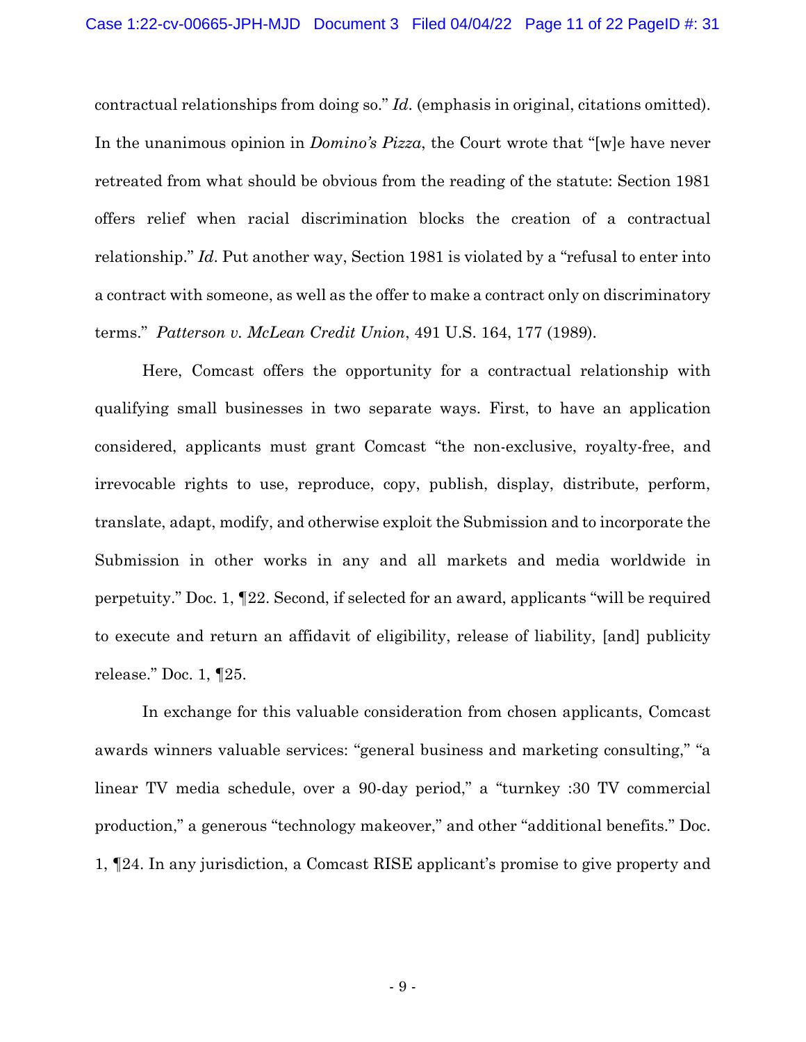contractual relationships from doing so." *Id*. (emphasis in original, citations omitted). In the unanimous opinion in *Domino's Pizza*, the Court wrote that "[w]e have never retreated from what should be obvious from the reading of the statute: Section 1981 offers relief when racial discrimination blocks the creation of a contractual relationship." *Id*. Put another way, Section 1981 is violated by a "refusal to enter into a contract with someone, as well as the offer to make a contract only on discriminatory terms." *Patterson v. McLean Credit Union*, 491 U.S. 164, 177 (1989).

Here, Comcast offers the opportunity for a contractual relationship with qualifying small businesses in two separate ways. First, to have an application considered, applicants must grant Comcast "the non-exclusive, royalty-free, and irrevocable rights to use, reproduce, copy, publish, display, distribute, perform, translate, adapt, modify, and otherwise exploit the Submission and to incorporate the Submission in other works in any and all markets and media worldwide in perpetuity." Doc. 1, ¶22. Second, if selected for an award, applicants "will be required to execute and return an affidavit of eligibility, release of liability, [and] publicity release." Doc. 1, ¶25.

In exchange for this valuable consideration from chosen applicants, Comcast awards winners valuable services: "general business and marketing consulting," "a linear TV media schedule, over a 90-day period," a "turnkey :30 TV commercial production," a generous "technology makeover," and other "additional benefits." Doc. 1, ¶24. In any jurisdiction, a Comcast RISE applicant's promise to give property and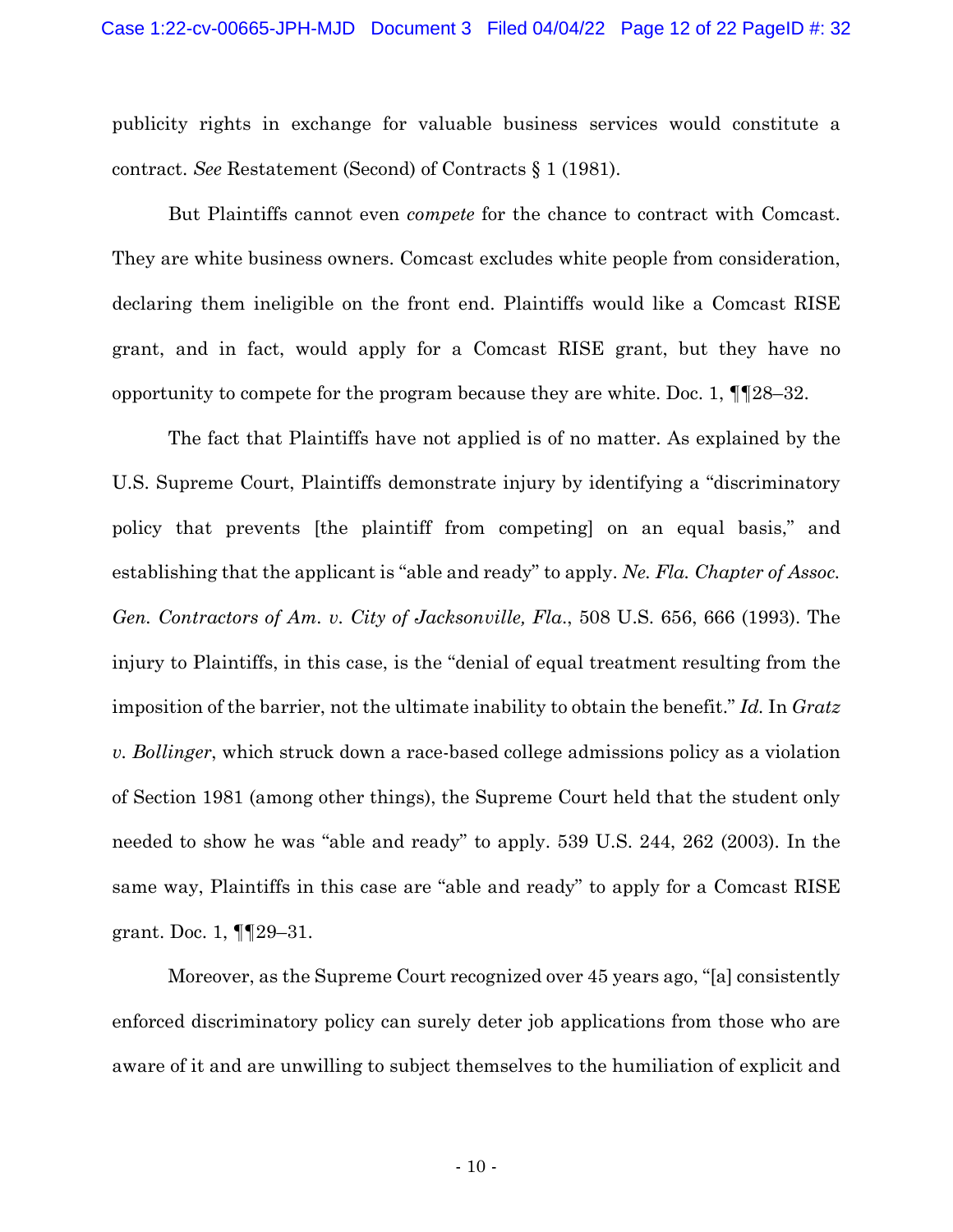publicity rights in exchange for valuable business services would constitute a contract. *See* Restatement (Second) of Contracts § 1 (1981).

But Plaintiffs cannot even *compete* for the chance to contract with Comcast. They are white business owners. Comcast excludes white people from consideration, declaring them ineligible on the front end. Plaintiffs would like a Comcast RISE grant, and in fact, would apply for a Comcast RISE grant, but they have no opportunity to compete for the program because they are white. Doc. 1, ¶¶28–32.

The fact that Plaintiffs have not applied is of no matter. As explained by the U.S. Supreme Court, Plaintiffs demonstrate injury by identifying a "discriminatory policy that prevents [the plaintiff from competing] on an equal basis," and establishing that the applicant is "able and ready" to apply. *Ne. Fla. Chapter of Assoc. Gen. Contractors of Am. v. City of Jacksonville, Fla.*, 508 U.S. 656, 666 (1993). The injury to Plaintiffs, in this case, is the "denial of equal treatment resulting from the imposition of the barrier, not the ultimate inability to obtain the benefit." *Id.* In *Gratz v. Bollinger*, which struck down a race-based college admissions policy as a violation of Section 1981 (among other things), the Supreme Court held that the student only needed to show he was "able and ready" to apply. 539 U.S. 244, 262 (2003). In the same way, Plaintiffs in this case are "able and ready" to apply for a Comcast RISE grant. Doc. 1, ¶¶29–31.

Moreover, as the Supreme Court recognized over 45 years ago, "[a] consistently enforced discriminatory policy can surely deter job applications from those who are aware of it and are unwilling to subject themselves to the humiliation of explicit and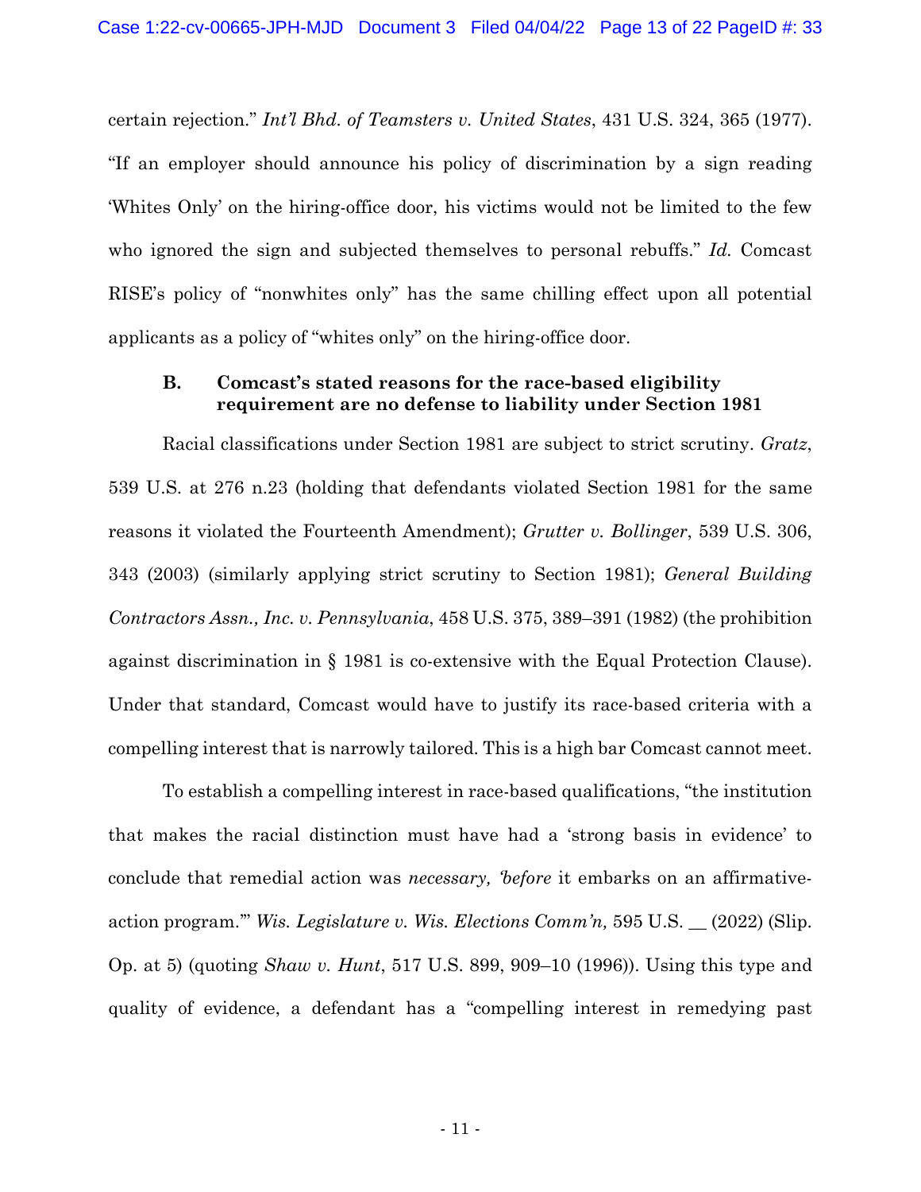certain rejection." *Int'l Bhd. of Teamsters v. United States*, 431 U.S. 324, 365 (1977). "If an employer should announce his policy of discrimination by a sign reading 'Whites Only' on the hiring-office door, his victims would not be limited to the few who ignored the sign and subjected themselves to personal rebuffs." *Id.* Comcast RISE's policy of "nonwhites only" has the same chilling effect upon all potential applicants as a policy of "whites only" on the hiring-office door.

### B. Comcast's stated reasons for the race-based eligibility requirement are no defense to liability under Section 1981

Racial classifications under Section 1981 are subject to strict scrutiny. *Gratz*, 539 U.S. at 276 n.23 (holding that defendants violated Section 1981 for the same reasons it violated the Fourteenth Amendment); *Grutter v. Bollinger*, 539 U.S. 306, 343 (2003) (similarly applying strict scrutiny to Section 1981); *General Building Contractors Assn., Inc. v. Pennsylvania*, 458 U.S. 375, 389–391 (1982) (the prohibition against discrimination in § 1981 is co-extensive with the Equal Protection Clause). Under that standard, Comcast would have to justify its race-based criteria with a compelling interest that is narrowly tailored. This is a high bar Comcast cannot meet.

To establish a compelling interest in race-based qualifications, "the institution that makes the racial distinction must have had a 'strong basis in evidence' to conclude that remedial action was *necessary, 'before* it embarks on an affirmative-action program.'" *Wis. Legislature v. Wis. Elections Comm'n,* 595 U.S. __ (2022) (Slip. Op. at 5) (quoting *Shaw v. Hunt*, 517 U.S. 899, 909–10 (1996)). Using this type and quality of evidence, a defendant has a "compelling interest in remedying past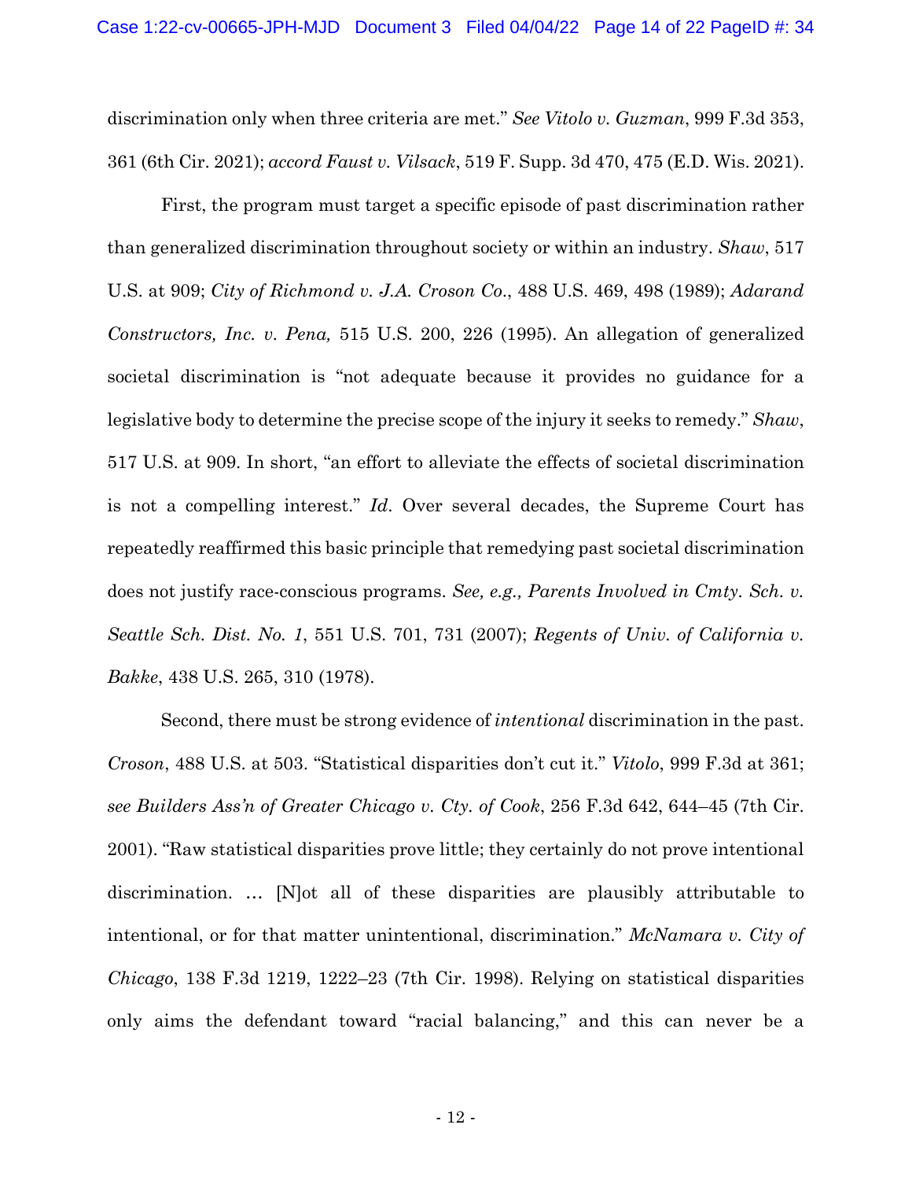discrimination only when three criteria are met." *See Vitolo v. Guzman*, 999 F.3d 353, 361 (6th Cir. 2021); *accord Faust v. Vilsack*, 519 F. Supp. 3d 470, 475 (E.D. Wis. 2021).

First, the program must target a specific episode of past discrimination rather than generalized discrimination throughout society or within an industry. *Shaw*, 517 U.S. at 909; *City of Richmond v. J.A. Croson Co.*, 488 U.S. 469, 498 (1989); *Adarand Constructors, Inc. v. Pena,* 515 U.S. 200, 226 (1995). An allegation of generalized societal discrimination is "not adequate because it provides no guidance for a legislative body to determine the precise scope of the injury it seeks to remedy." *Shaw*, 517 U.S. at 909. In short, "an effort to alleviate the effects of societal discrimination is not a compelling interest." *Id*. Over several decades, the Supreme Court has repeatedly reaffirmed this basic principle that remedying past societal discrimination does not justify race-conscious programs. *See, e.g., Parents Involved in Cmty. Sch. v. Seattle Sch. Dist. No. 1*, 551 U.S. 701, 731 (2007); *Regents of Univ. of California v. Bakke*, 438 U.S. 265, 310 (1978).

Second, there must be strong evidence of *intentional* discrimination in the past. *Croson*, 488 U.S. at 503. "Statistical disparities don't cut it." *Vitolo*, 999 F.3d at 361; *see Builders Ass'n of Greater Chicago v. Cty. of Cook*, 256 F.3d 642, 644–45 (7th Cir. 2001). "Raw statistical disparities prove little; they certainly do not prove intentional discrimination. … [N]ot all of these disparities are plausibly attributable to intentional, or for that matter unintentional, discrimination." *McNamara v. City of Chicago*, 138 F.3d 1219, 1222–23 (7th Cir. 1998). Relying on statistical disparities only aims the defendant toward "racial balancing," and this can never be a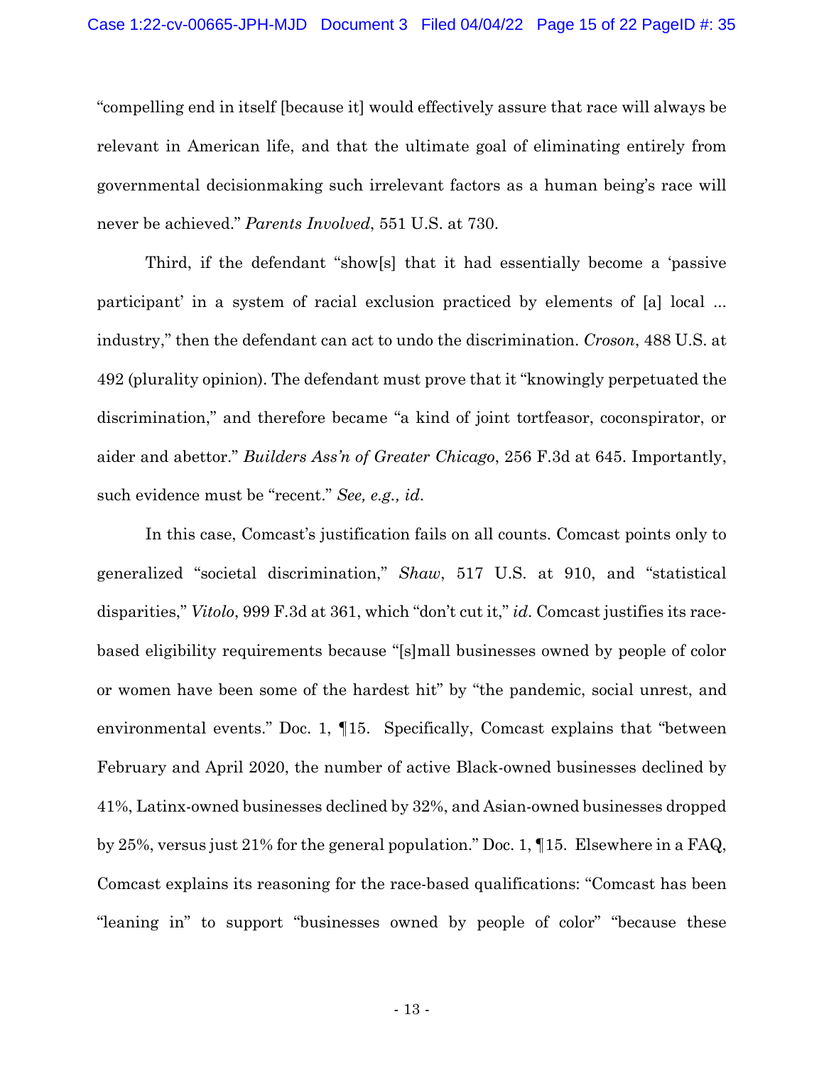"compelling end in itself [because it] would effectively assure that race will always be relevant in American life, and that the ultimate goal of eliminating entirely from governmental decisionmaking such irrelevant factors as a human being's race will never be achieved." *Parents Involved*, 551 U.S. at 730.

Third, if the defendant "show[s] that it had essentially become a 'passive participant' in a system of racial exclusion practiced by elements of [a] local ... industry," then the defendant can act to undo the discrimination. *Croson*, 488 U.S. at 492 (plurality opinion). The defendant must prove that it "knowingly perpetuated the discrimination," and therefore became "a kind of joint tortfeasor, coconspirator, or aider and abettor." *Builders Ass'n of Greater Chicago*, 256 F.3d at 645. Importantly, such evidence must be "recent." *See, e.g., id*.

In this case, Comcast's justification fails on all counts. Comcast points only to generalized "societal discrimination," *Shaw*, 517 U.S. at 910, and "statistical disparities," *Vitolo*, 999 F.3d at 361, which "don't cut it," *id*. Comcast justifies its race-based eligibility requirements because "[s]mall businesses owned by people of color or women have been some of the hardest hit" by "the pandemic, social unrest, and environmental events." Doc. 1, ¶15. Specifically, Comcast explains that "between February and April 2020, the number of active Black-owned businesses declined by 41%, Latinx-owned businesses declined by 32%, and Asian-owned businesses dropped by 25%, versus just 21% for the general population." Doc. 1, ¶15. Elsewhere in a FAQ, Comcast explains its reasoning for the race-based qualifications: "Comcast has been "leaning in" to support "businesses owned by people of color" "because these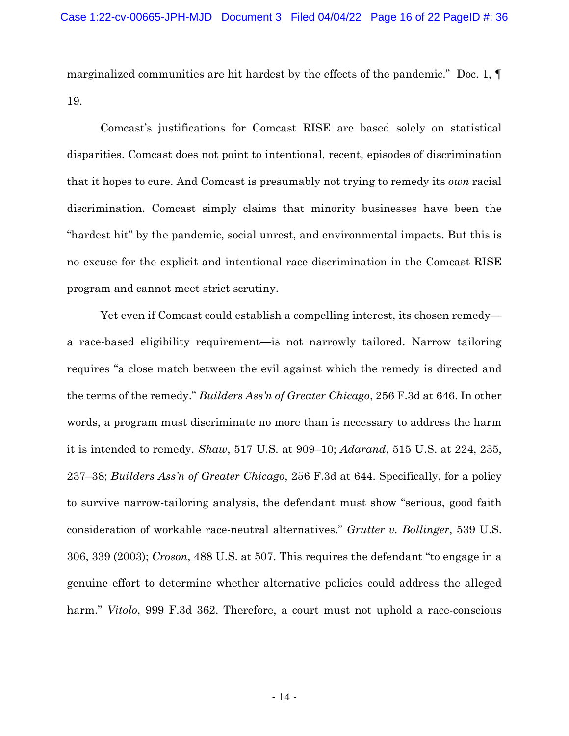marginalized communities are hit hardest by the effects of the pandemic." Doc. 1, ¶ 19.

Comcast's justifications for Comcast RISE are based solely on statistical disparities. Comcast does not point to intentional, recent, episodes of discrimination that it hopes to cure. And Comcast is presumably not trying to remedy its *own* racial discrimination. Comcast simply claims that minority businesses have been the "hardest hit" by the pandemic, social unrest, and environmental impacts. But this is no excuse for the explicit and intentional race discrimination in the Comcast RISE program and cannot meet strict scrutiny.

Yet even if Comcast could establish a compelling interest, its chosen remedy—a race-based eligibility requirement—is not narrowly tailored. Narrow tailoring requires "a close match between the evil against which the remedy is directed and the terms of the remedy." *Builders Ass'n of Greater Chicago*, 256 F.3d at 646. In other words, a program must discriminate no more than is necessary to address the harm it is intended to remedy. *Shaw*, 517 U.S. at 909–10; *Adarand*, 515 U.S. at 224, 235, 237–38; *Builders Ass'n of Greater Chicago*, 256 F.3d at 644. Specifically, for a policy to survive narrow-tailoring analysis, the defendant must show "serious, good faith consideration of workable race-neutral alternatives." *Grutter v. Bollinger*, 539 U.S. 306, 339 (2003); *Croson*, 488 U.S. at 507. This requires the defendant "to engage in a genuine effort to determine whether alternative policies could address the alleged harm." *Vitolo*, 999 F.3d 362. Therefore, a court must not uphold a race-conscious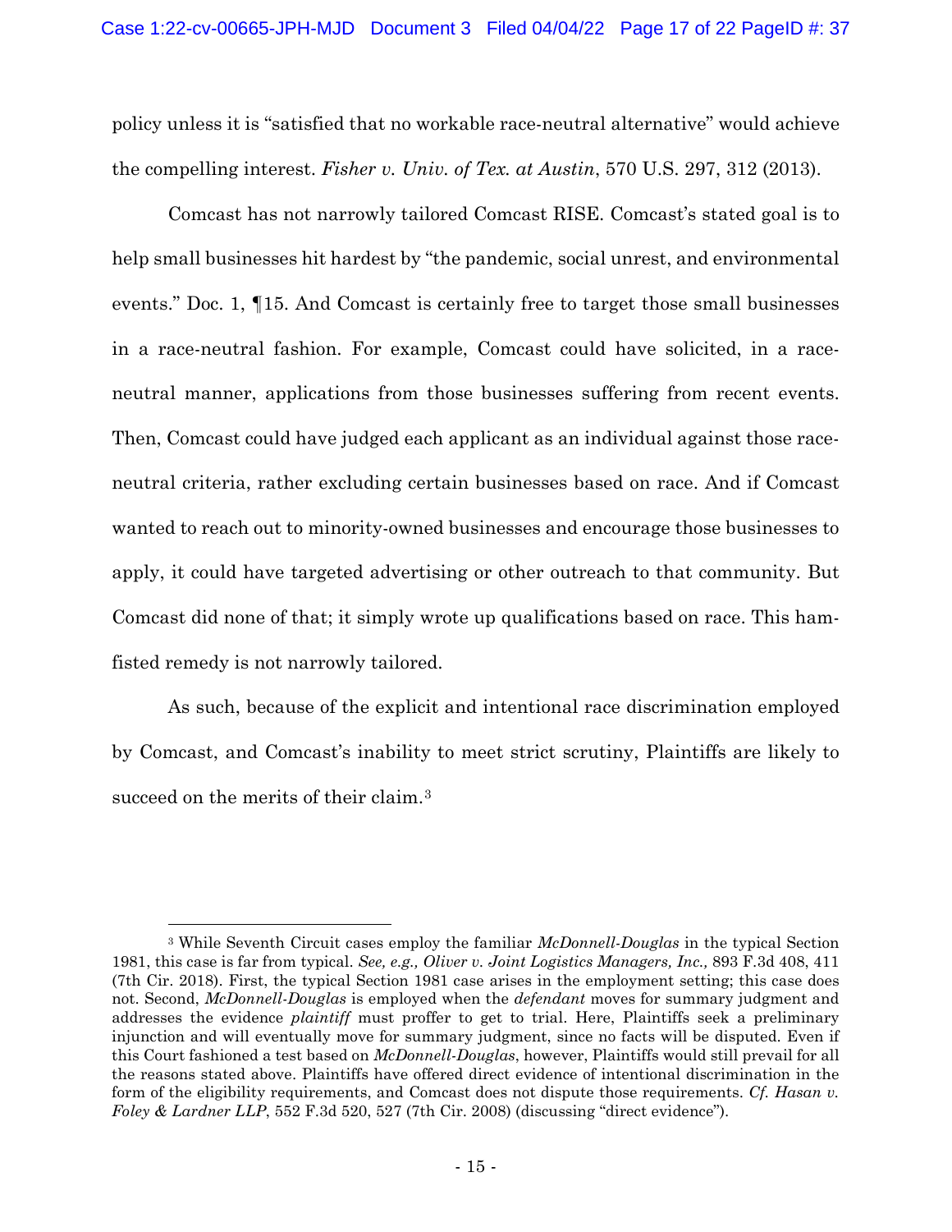policy unless it is "satisfied that no workable race-neutral alternative" would achieve the compelling interest. *Fisher v. Univ. of Tex. at Austin*, 570 U.S. 297, 312 (2013).

Comcast has not narrowly tailored Comcast RISE. Comcast's stated goal is to help small businesses hit hardest by "the pandemic, social unrest, and environmental events." Doc. 1, ¶15. And Comcast is certainly free to target those small businesses in a race-neutral fashion. For example, Comcast could have solicited, in a race-neutral manner, applications from those businesses suffering from recent events. Then, Comcast could have judged each applicant as an individual against those race-neutral criteria, rather excluding certain businesses based on race. And if Comcast wanted to reach out to minority-owned businesses and encourage those businesses to apply, it could have targeted advertising or other outreach to that community. But Comcast did none of that; it simply wrote up qualifications based on race. This ham-fisted remedy is not narrowly tailored.

As such, because of the explicit and intentional race discrimination employed by Comcast, and Comcast's inability to meet strict scrutiny, Plaintiffs are likely to succeed on the merits of their claim.[3]

---

[3] While Seventh Circuit cases employ the familiar *McDonnell-Douglas* in the typical Section 1981, this case is far from typical. *See, e.g., Oliver v. Joint Logistics Managers, Inc.,* 893 F.3d 408, 411 (7th Cir. 2018). First, the typical Section 1981 case arises in the employment setting; this case does not. Second, *McDonnell-Douglas* is employed when the *defendant* moves for summary judgment and addresses the evidence *plaintiff* must proffer to get to trial. Here, Plaintiffs seek a preliminary injunction and will eventually move for summary judgment, since no facts will be disputed. Even if this Court fashioned a test based on *McDonnell-Douglas*, however, Plaintiffs would still prevail for all the reasons stated above. Plaintiffs have offered direct evidence of intentional discrimination in the form of the eligibility requirements, and Comcast does not dispute those requirements. *Cf. Hasan v. Foley & Lardner LLP*, 552 F.3d 520, 527 (7th Cir. 2008) (discussing "direct evidence").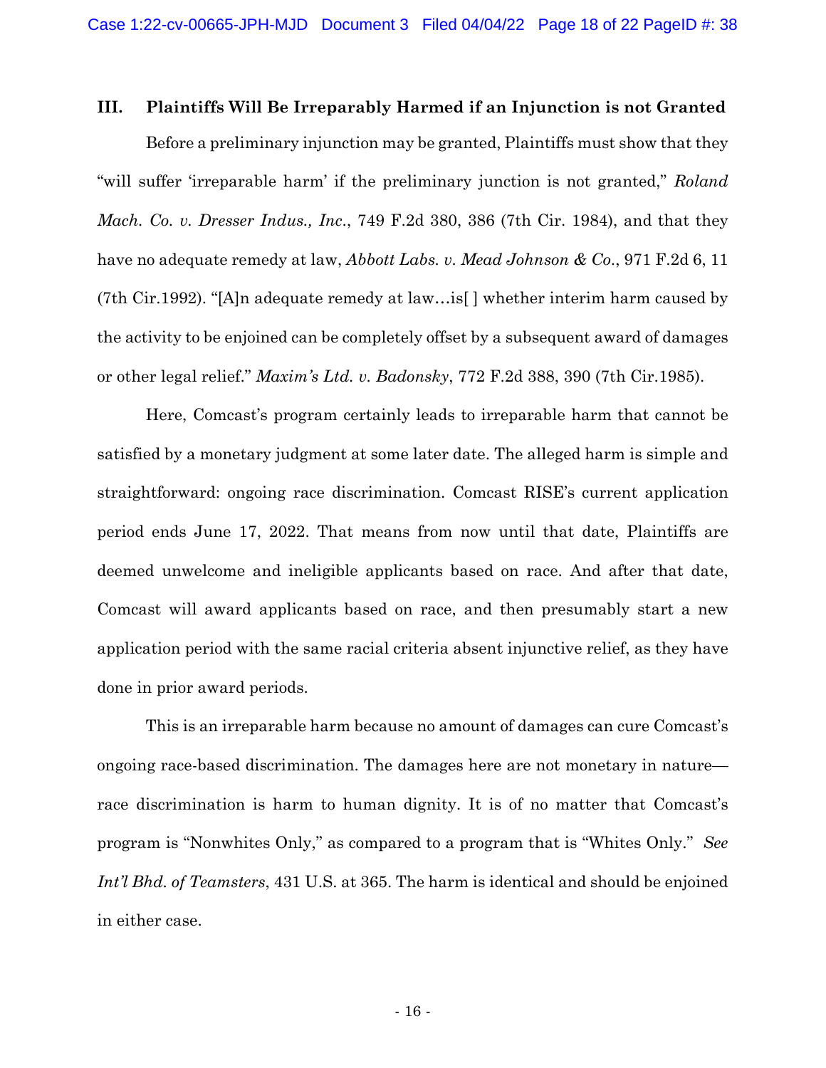## III. Plaintiffs Will Be Irreparably Harmed if an Injunction is not Granted

Before a preliminary injunction may be granted, Plaintiffs must show that they "will suffer 'irreparable harm' if the preliminary junction is not granted," *Roland Mach. Co. v. Dresser Indus., Inc.*, 749 F.2d 380, 386 (7th Cir. 1984), and that they have no adequate remedy at law, *Abbott Labs. v. Mead Johnson & Co.*, 971 F.2d 6, 11 (7th Cir.1992). "[A]n adequate remedy at law…is[ ] whether interim harm caused by the activity to be enjoined can be completely offset by a subsequent award of damages or other legal relief." *Maxim's Ltd. v. Badonsky*, 772 F.2d 388, 390 (7th Cir.1985).

Here, Comcast's program certainly leads to irreparable harm that cannot be satisfied by a monetary judgment at some later date. The alleged harm is simple and straightforward: ongoing race discrimination. Comcast RISE's current application period ends June 17, 2022. That means from now until that date, Plaintiffs are deemed unwelcome and ineligible applicants based on race. And after that date, Comcast will award applicants based on race, and then presumably start a new application period with the same racial criteria absent injunctive relief, as they have done in prior award periods.

This is an irreparable harm because no amount of damages can cure Comcast's ongoing race-based discrimination. The damages here are not monetary in nature—race discrimination is harm to human dignity. It is of no matter that Comcast's program is "Nonwhites Only," as compared to a program that is "Whites Only." *See Int'l Bhd. of Teamsters*, 431 U.S. at 365. The harm is identical and should be enjoined in either case.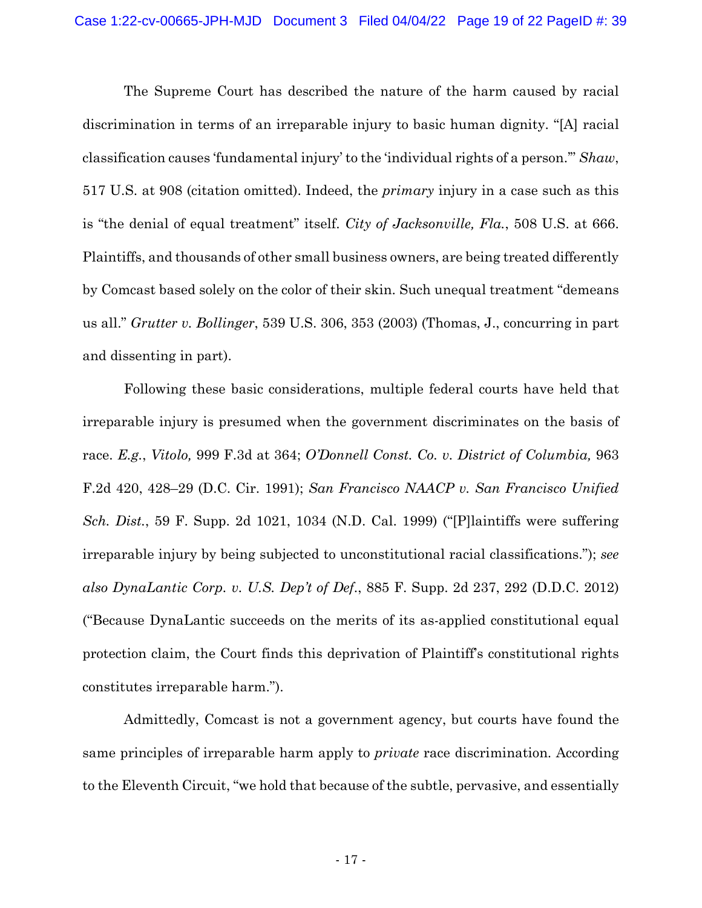The Supreme Court has described the nature of the harm caused by racial discrimination in terms of an irreparable injury to basic human dignity. "[A] racial classification causes 'fundamental injury' to the 'individual rights of a person.'" *Shaw*, 517 U.S. at 908 (citation omitted). Indeed, the *primary* injury in a case such as this is "the denial of equal treatment" itself. *City of Jacksonville, Fla.*, 508 U.S. at 666. Plaintiffs, and thousands of other small business owners, are being treated differently by Comcast based solely on the color of their skin. Such unequal treatment "demeans us all." *Grutter v. Bollinger*, 539 U.S. 306, 353 (2003) (Thomas, J., concurring in part and dissenting in part).

Following these basic considerations, multiple federal courts have held that irreparable injury is presumed when the government discriminates on the basis of race. *E.g.*, *Vitolo,* 999 F.3d at 364; *O'Donnell Const. Co. v. District of Columbia,* 963 F.2d 420, 428–29 (D.C. Cir. 1991); *San Francisco NAACP v. San Francisco Unified Sch. Dist.*, 59 F. Supp. 2d 1021, 1034 (N.D. Cal. 1999) ("[P]laintiffs were suffering irreparable injury by being subjected to unconstitutional racial classifications."); *see also DynaLantic Corp. v. U.S. Dep't of Def.*, 885 F. Supp. 2d 237, 292 (D.D.C. 2012) ("Because DynaLantic succeeds on the merits of its as-applied constitutional equal protection claim, the Court finds this deprivation of Plaintiff's constitutional rights constitutes irreparable harm.").

Admittedly, Comcast is not a government agency, but courts have found the same principles of irreparable harm apply to *private* race discrimination. According to the Eleventh Circuit, "we hold that because of the subtle, pervasive, and essentially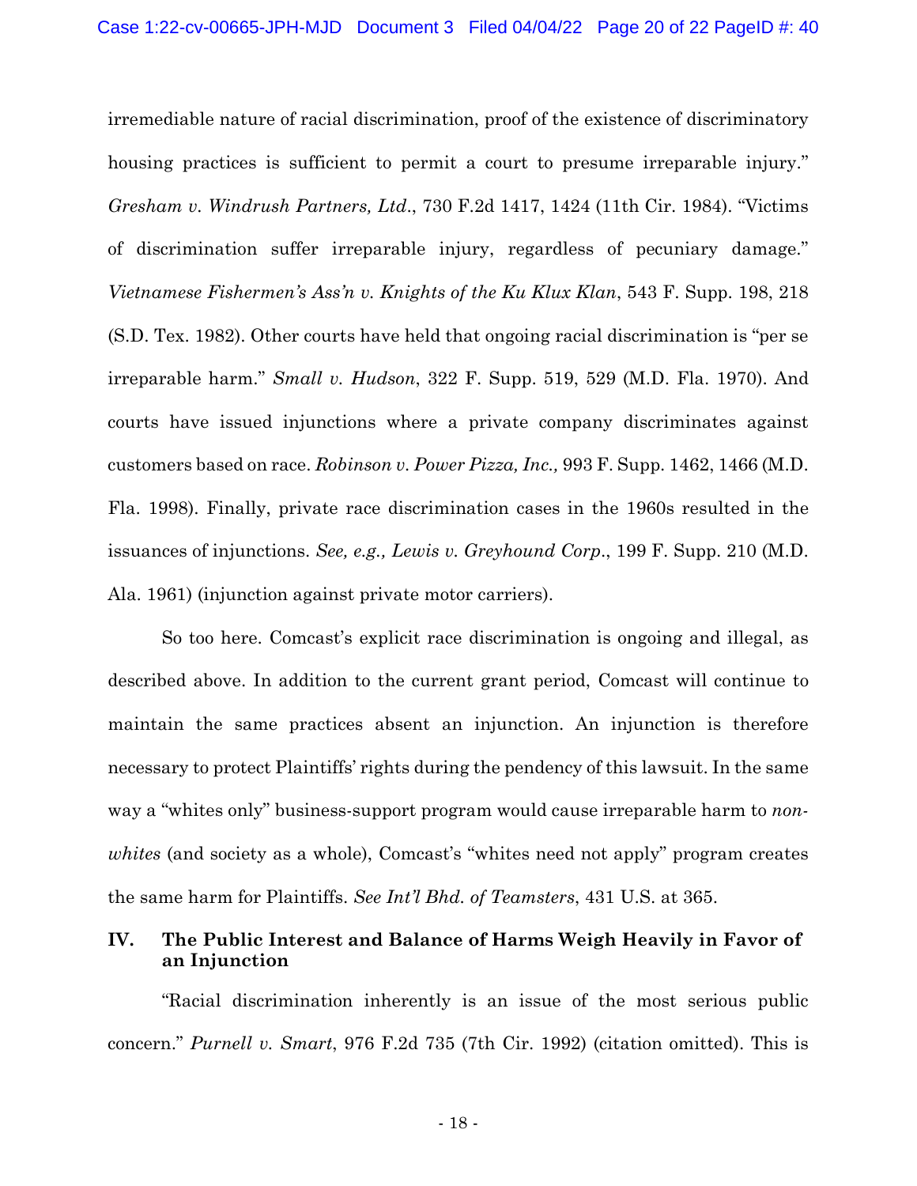irremediable nature of racial discrimination, proof of the existence of discriminatory housing practices is sufficient to permit a court to presume irreparable injury." *Gresham v. Windrush Partners, Ltd*., 730 F.2d 1417, 1424 (11th Cir. 1984). "Victims of discrimination suffer irreparable injury, regardless of pecuniary damage." *Vietnamese Fishermen's Ass'n v. Knights of the Ku Klux Klan*, 543 F. Supp. 198, 218 (S.D. Tex. 1982). Other courts have held that ongoing racial discrimination is "per se irreparable harm." *Small v. Hudson*, 322 F. Supp. 519, 529 (M.D. Fla. 1970). And courts have issued injunctions where a private company discriminates against customers based on race. *Robinson v. Power Pizza, Inc.,* 993 F. Supp. 1462, 1466 (M.D. Fla. 1998). Finally, private race discrimination cases in the 1960s resulted in the issuances of injunctions. *See, e.g., Lewis v. Greyhound Corp*., 199 F. Supp. 210 (M.D. Ala. 1961) (injunction against private motor carriers).

So too here. Comcast's explicit race discrimination is ongoing and illegal, as described above. In addition to the current grant period, Comcast will continue to maintain the same practices absent an injunction. An injunction is therefore necessary to protect Plaintiffs' rights during the pendency of this lawsuit. In the same way a "whites only" business-support program would cause irreparable harm to *non-whites* (and society as a whole), Comcast's "whites need not apply" program creates the same harm for Plaintiffs. *See Int'l Bhd. of Teamsters*, 431 U.S. at 365.

## IV. The Public Interest and Balance of Harms Weigh Heavily in Favor of an Injunction

"Racial discrimination inherently is an issue of the most serious public concern." *Purnell v. Smart*, 976 F.2d 735 (7th Cir. 1992) (citation omitted). This is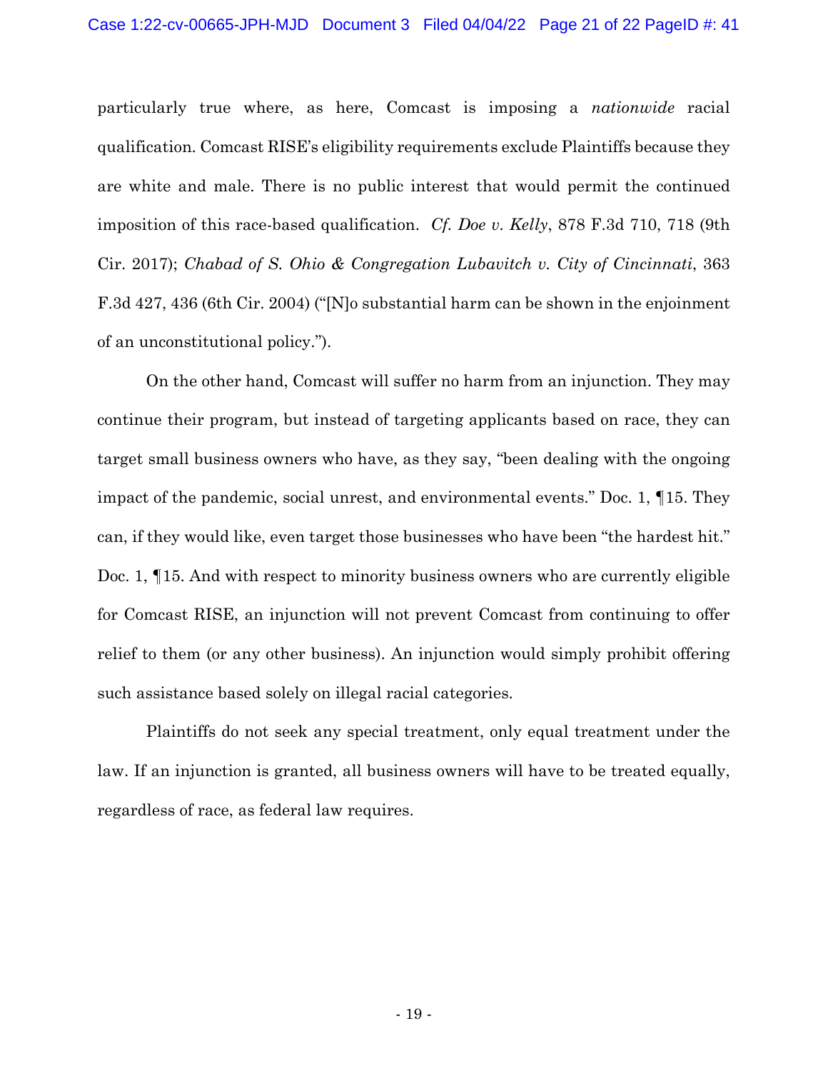particularly true where, as here, Comcast is imposing a *nationwide* racial qualification. Comcast RISE's eligibility requirements exclude Plaintiffs because they are white and male. There is no public interest that would permit the continued imposition of this race-based qualification. *Cf. Doe v. Kelly*, 878 F.3d 710, 718 (9th Cir. 2017); *Chabad of S. Ohio & Congregation Lubavitch v. City of Cincinnati*, 363 F.3d 427, 436 (6th Cir. 2004) ("[N]o substantial harm can be shown in the enjoinment of an unconstitutional policy.").

On the other hand, Comcast will suffer no harm from an injunction. They may continue their program, but instead of targeting applicants based on race, they can target small business owners who have, as they say, "been dealing with the ongoing impact of the pandemic, social unrest, and environmental events." Doc. 1, ¶15. They can, if they would like, even target those businesses who have been "the hardest hit." Doc. 1, ¶15. And with respect to minority business owners who are currently eligible for Comcast RISE, an injunction will not prevent Comcast from continuing to offer relief to them (or any other business). An injunction would simply prohibit offering such assistance based solely on illegal racial categories.

Plaintiffs do not seek any special treatment, only equal treatment under the law. If an injunction is granted, all business owners will have to be treated equally, regardless of race, as federal law requires.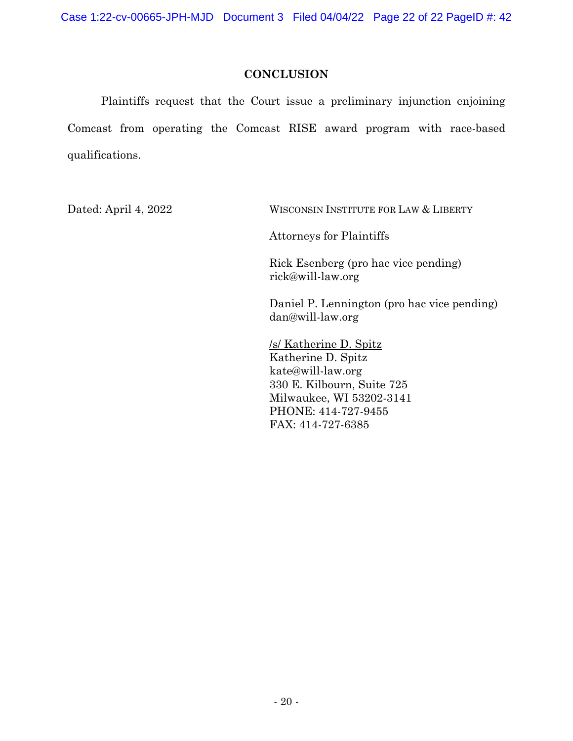## CONCLUSION

Plaintiffs request that the Court issue a preliminary injunction enjoining Comcast from operating the Comcast RISE award program with race-based qualifications.

Dated: April 4, 2022

WISCONSIN INSTITUTE FOR LAW & LIBERTY

Attorneys for Plaintiffs

Rick Esenberg (pro hac vice pending)
rick@will-law.org

Daniel P. Lennington (pro hac vice pending)
dan@will-law.org

/s/ Katherine D. Spitz
Katherine D. Spitz
kate@will-law.org
330 E. Kilbourn, Suite 725
Milwaukee, WI 53202-3141
PHONE: 414-727-9455
FAX: 414-727-6385